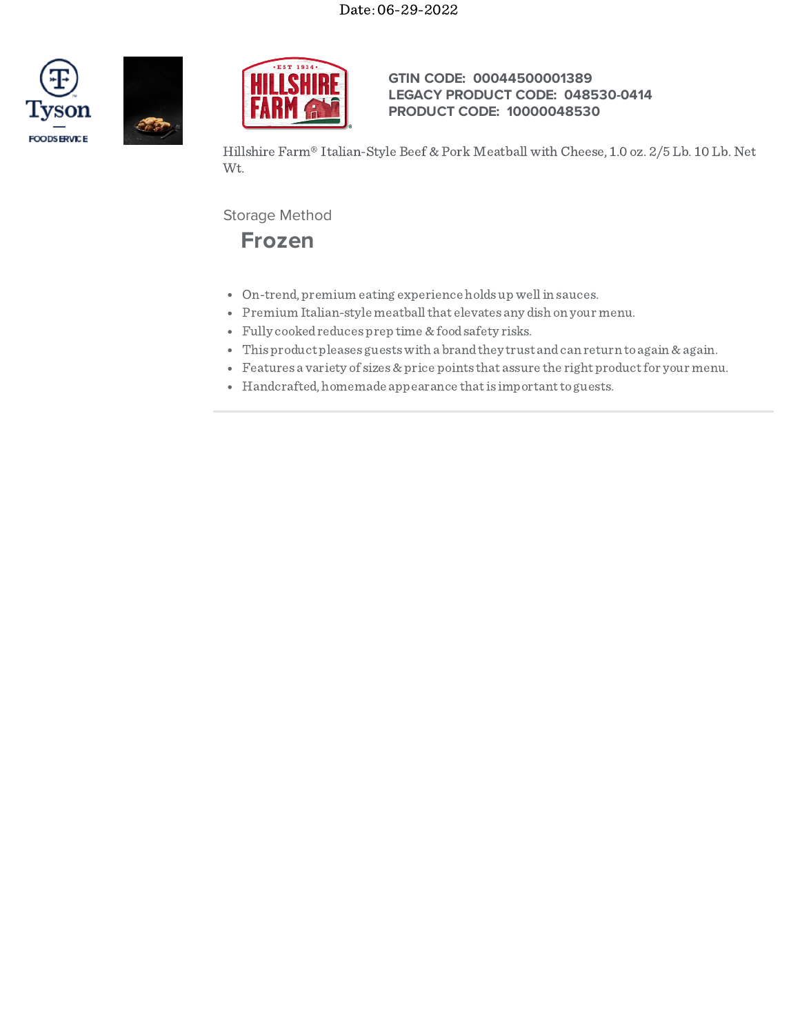Date: 06-29-2022

**GTIN CODE: 00044500001389**
**LEGACY PRODUCT CODE: 048530-0414**
**PRODUCT CODE: 10000048530**

Hillshire Farm® Italian-Style Beef & Pork Meatball with Cheese, 1.0 oz. 2/5 Lb. 10 Lb. Net Wt.

Storage Method

## Frozen

- On-trend, premium eating experience holds up well in sauces.
- Premium Italian-style meatball that elevates any dish on your menu.
- Fully cooked reduces prep time & food safety risks.
- This product pleases guests with a brand they trust and can return to again & again.
- Features a variety of sizes & price points that assure the right product for your menu.
- Handcrafted, homemade appearance that is important to guests.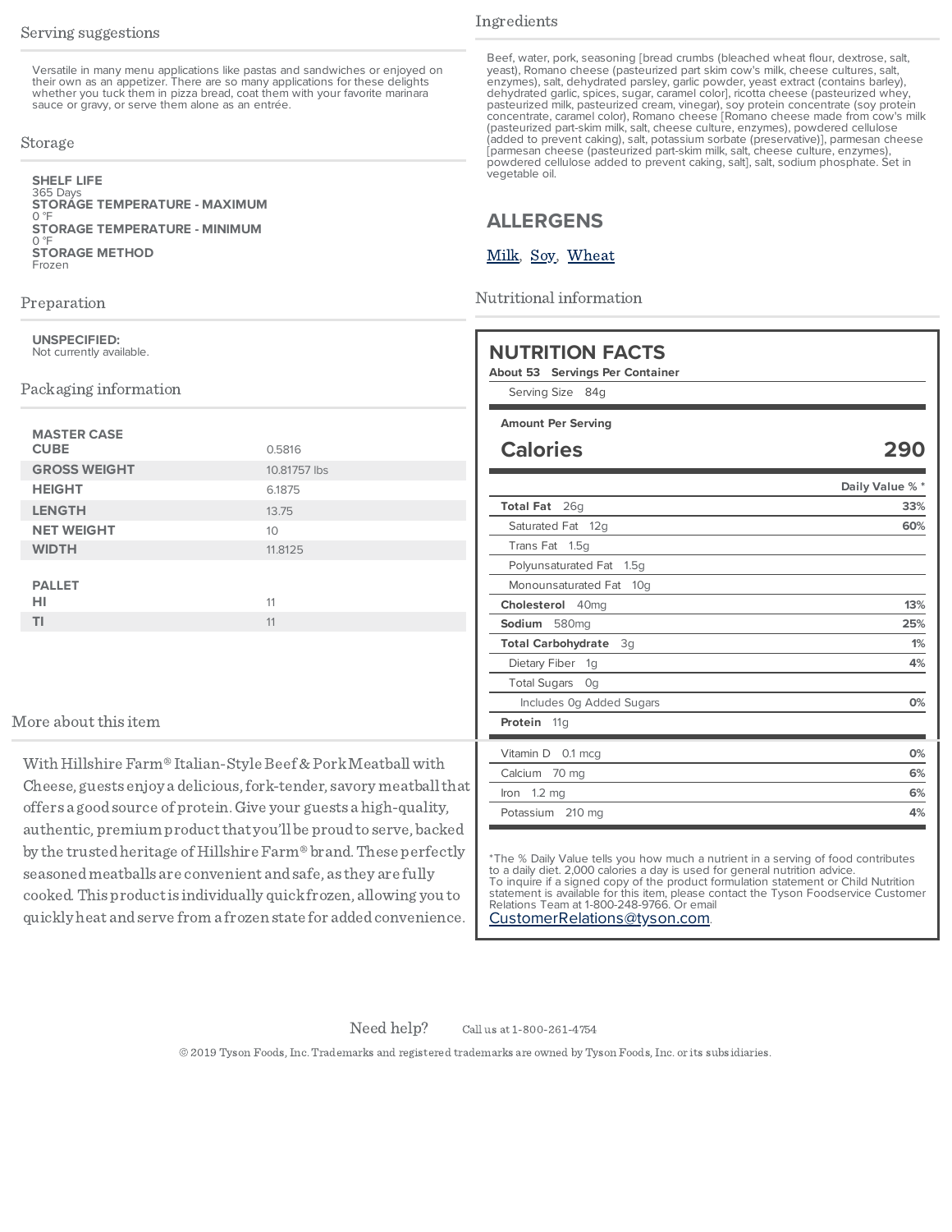## Serving suggestions

Versatile in many menu applications like pastas and sandwiches or enjoyed on their own as an appetizer. There are so many applications for these delights whether you tuck them in pizza bread, coat them with your favorite marinara sauce or gravy, or serve them alone as an entrée.

## Storage

**SHELF LIFE**
365 Days
**STORAGE TEMPERATURE - MAXIMUM**
0 °F
**STORAGE TEMPERATURE - MINIMUM**
0 °F
**STORAGE METHOD**
Frozen

## Preparation

**UNSPECIFIED:**
Not currently available.

## Packaging information

| | |
|---|---|
| **MASTER CASE** | |
| **CUBE** | 0.5816 |
| **GROSS WEIGHT** | 10.81757 lbs |
| **HEIGHT** | 6.1875 |
| **LENGTH** | 13.75 |
| **NET WEIGHT** | 10 |
| **WIDTH** | 11.8125 |
| **PALLET** | |
| **HI** | 11 |
| **TI** | 11 |

## More about this item

With Hillshire Farm® Italian-Style Beef & Pork Meatball with Cheese, guests enjoy a delicious, fork-tender, savory meatball that offers a good source of protein. Give your guests a high-quality, authentic, premium product that you'll be proud to serve, backed by the trusted heritage of Hillshire Farm® brand. These perfectly seasoned meatballs are convenient and safe, as they are fully cooked. This product is individually quick frozen, allowing you to quickly heat and serve from a frozen state for added convenience.

## Ingredients

Beef, water, pork, seasoning [bread crumbs (bleached wheat flour, dextrose, salt, yeast), Romano cheese (pasteurized part skim cow's milk, cheese cultures, salt, enzymes), salt, dehydrated parsley, garlic powder, yeast extract (contains barley), dehydrated garlic, spices, sugar, caramel color], ricotta cheese (pasteurized whey, pasteurized milk, pasteurized cream, vinegar), soy protein concentrate (soy protein concentrate, caramel color), Romano cheese [Romano cheese made from cow's milk (pasteurized part-skim milk, salt, cheese culture, enzymes), powdered cellulose (added to prevent caking), salt, potassium sorbate (preservative)], parmesan cheese [parmesan cheese (pasteurized part-skim milk, salt, cheese culture, enzymes), powdered cellulose added to prevent caking, salt], salt, sodium phosphate. Set in vegetable oil.

### ALLERGENS

Milk, Soy, Wheat

## Nutritional information

### NUTRITION FACTS

**About 53 Servings Per Container**
Serving Size 84g

**Amount Per Serving**

| | |
|---|---|
| **Calories** | **290** |
| | **Daily Value % \*** |
| **Total Fat** 26g | **33%** |
| Saturated Fat 12g | **60%** |
| Trans Fat 1.5g | |
| Polyunsaturated Fat 1.5g | |
| Monounsaturated Fat 10g | |
| **Cholesterol** 40mg | **13%** |
| **Sodium** 580mg | **25%** |
| **Total Carbohydrate** 3g | **1%** |
| Dietary Fiber 1g | **4%** |
| Total Sugars 0g | |
| Includes 0g Added Sugars | **0%** |
| **Protein** 11g | |
| Vitamin D 0.1 mcg | **0%** |
| Calcium 70 mg | **6%** |
| Iron 1.2 mg | **6%** |
| Potassium 210 mg | **4%** |

*The % Daily Value tells you how much a nutrient in a serving of food contributes to a daily diet. 2,000 calories a day is used for general nutrition advice.
To inquire if a signed copy of the product formulation statement or Child Nutrition statement is available for this item, please contact the Tyson Foodservice Customer Relations Team at 1-800-248-9766. Or email CustomerRelations@tyson.com.

Need help? Call us at 1-800-261-4754

© 2019 Tyson Foods, Inc. Trademarks and registered trademarks are owned by Tyson Foods, Inc. or its subsidiaries.